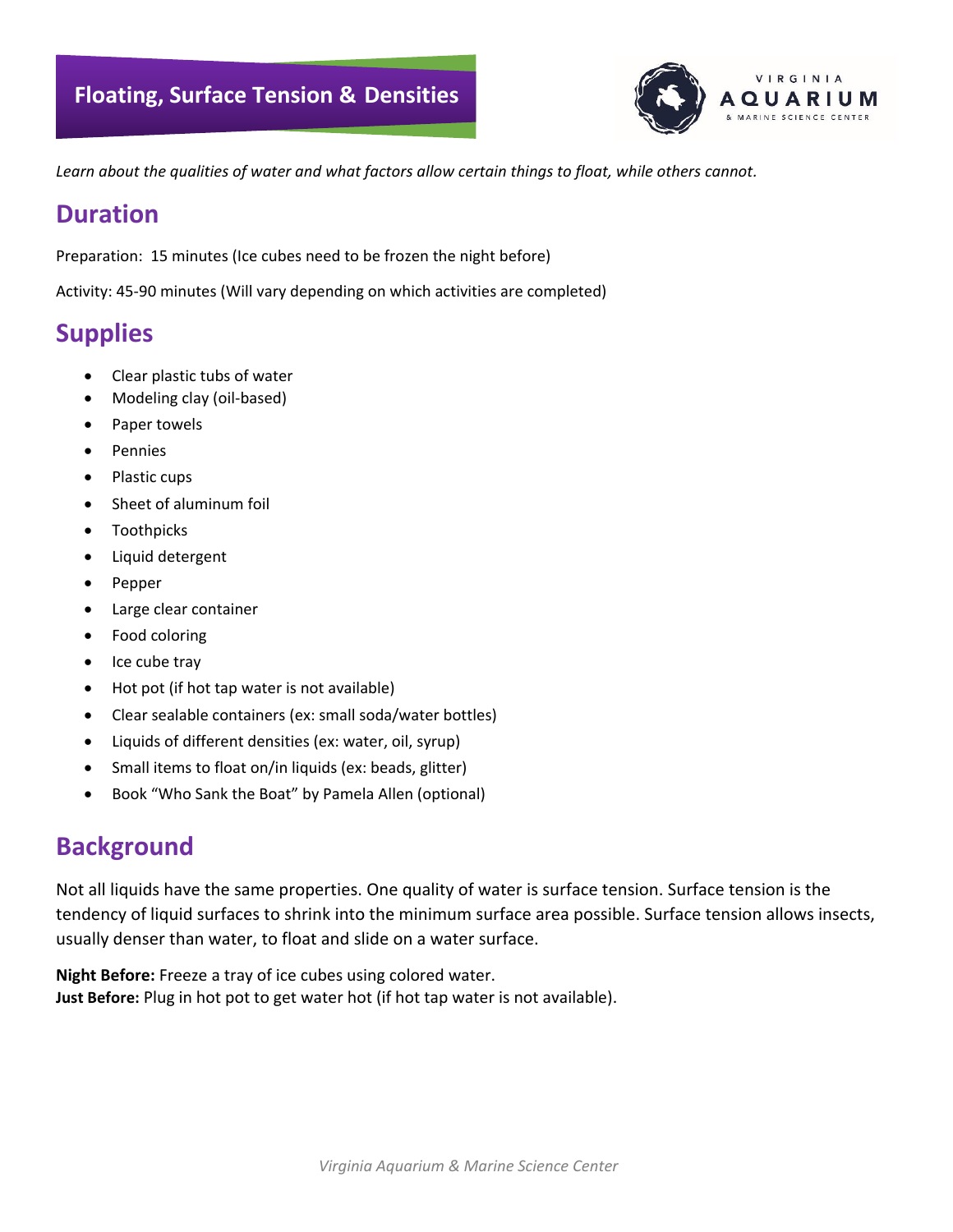# Floating, Surface Tension & Densities

*Learn about the qualities of water and what factors allow certain things to float, while others cannot.*

## Duration

Preparation: 15 minutes (Ice cubes need to be frozen the night before)

Activity: 45-90 minutes (Will vary depending on which activities are completed)

## Supplies

- Clear plastic tubs of water
- Modeling clay (oil-based)
- Paper towels
- Pennies
- Plastic cups
- Sheet of aluminum foil
- Toothpicks
- Liquid detergent
- Pepper
- Large clear container
- Food coloring
- Ice cube tray
- Hot pot (if hot tap water is not available)
- Clear sealable containers (ex: small soda/water bottles)
- Liquids of different densities (ex: water, oil, syrup)
- Small items to float on/in liquids (ex: beads, glitter)
- Book "Who Sank the Boat" by Pamela Allen (optional)

## Background

Not all liquids have the same properties. One quality of water is surface tension. Surface tension is the tendency of liquid surfaces to shrink into the minimum surface area possible. Surface tension allows insects, usually denser than water, to float and slide on a water surface.

**Night Before:** Freeze a tray of ice cubes using colored water.
**Just Before:** Plug in hot pot to get water hot (if hot tap water is not available).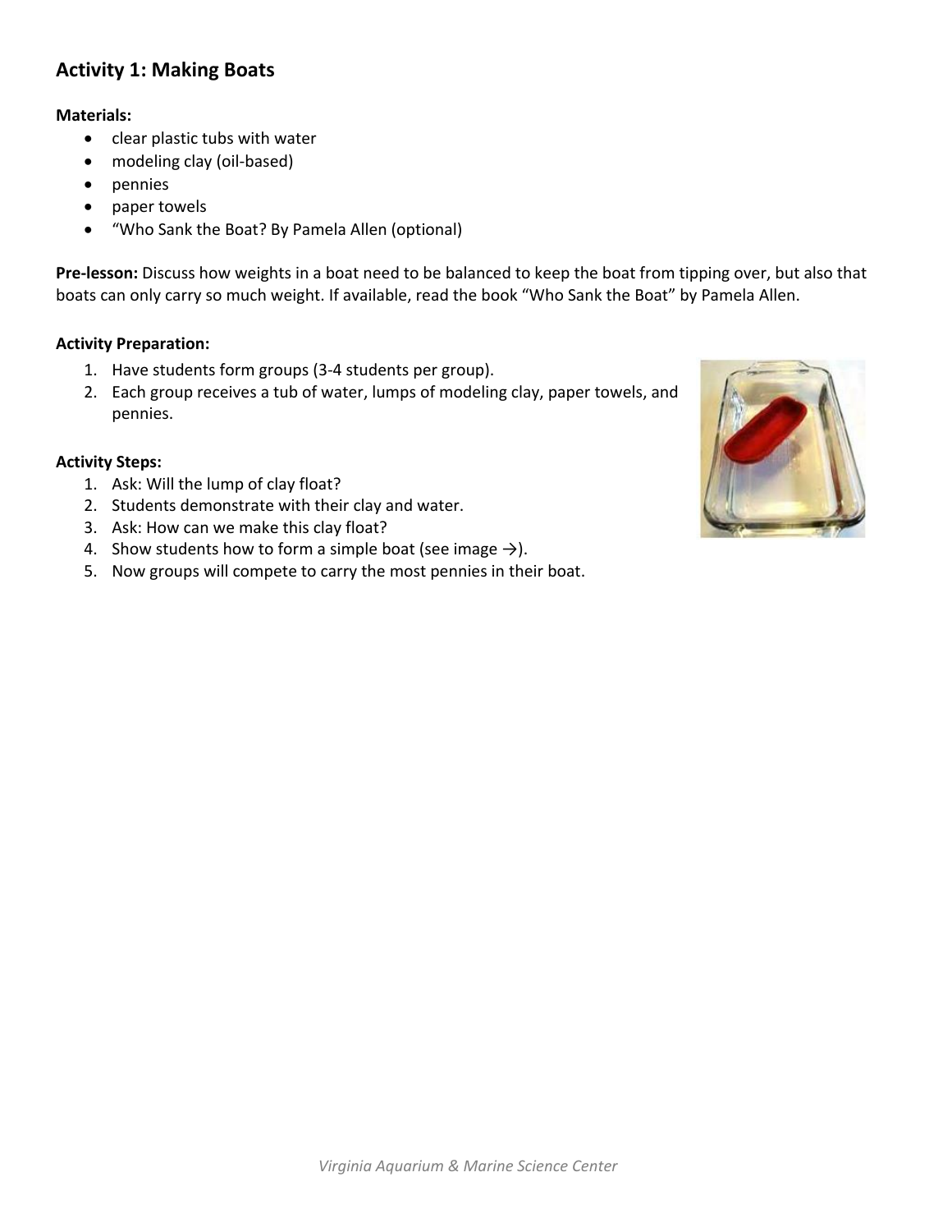## Activity 1: Making Boats

**Materials:**

- clear plastic tubs with water
- modeling clay (oil-based)
- pennies
- paper towels
- "Who Sank the Boat? By Pamela Allen (optional)

**Pre-lesson:** Discuss how weights in a boat need to be balanced to keep the boat from tipping over, but also that boats can only carry so much weight. If available, read the book "Who Sank the Boat" by Pamela Allen.

**Activity Preparation:**

1. Have students form groups (3-4 students per group).
2. Each group receives a tub of water, lumps of modeling clay, paper towels, and pennies.

**Activity Steps:**

1. Ask: Will the lump of clay float?
2. Students demonstrate with their clay and water.
3. Ask: How can we make this clay float?
4. Show students how to form a simple boat (see image →).
5. Now groups will compete to carry the most pennies in their boat.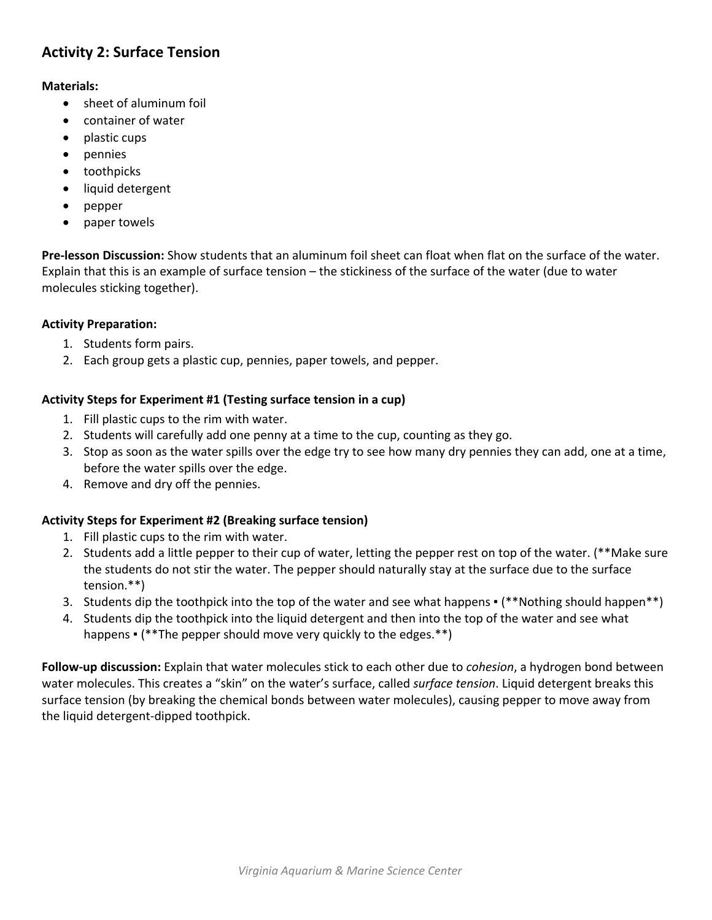## Activity 2: Surface Tension

**Materials:**

- sheet of aluminum foil
- container of water
- plastic cups
- pennies
- toothpicks
- liquid detergent
- pepper
- paper towels

**Pre-lesson Discussion:** Show students that an aluminum foil sheet can float when flat on the surface of the water. Explain that this is an example of surface tension – the stickiness of the surface of the water (due to water molecules sticking together).

**Activity Preparation:**

1. Students form pairs.
2. Each group gets a plastic cup, pennies, paper towels, and pepper.

**Activity Steps for Experiment #1 (Testing surface tension in a cup)**

1. Fill plastic cups to the rim with water.
2. Students will carefully add one penny at a time to the cup, counting as they go.
3. Stop as soon as the water spills over the edge try to see how many dry pennies they can add, one at a time, before the water spills over the edge.
4. Remove and dry off the pennies.

**Activity Steps for Experiment #2 (Breaking surface tension)**

1. Fill plastic cups to the rim with water.
2. Students add a little pepper to their cup of water, letting the pepper rest on top of the water. (**Make sure the students do not stir the water. The pepper should naturally stay at the surface due to the surface tension.**)
3. Students dip the toothpick into the top of the water and see what happens ▪ (**Nothing should happen**)
4. Students dip the toothpick into the liquid detergent and then into the top of the water and see what happens ▪ (**The pepper should move very quickly to the edges.**)

**Follow-up discussion:** Explain that water molecules stick to each other due to *cohesion*, a hydrogen bond between water molecules. This creates a "skin" on the water's surface, called *surface tension*. Liquid detergent breaks this surface tension (by breaking the chemical bonds between water molecules), causing pepper to move away from the liquid detergent-dipped toothpick.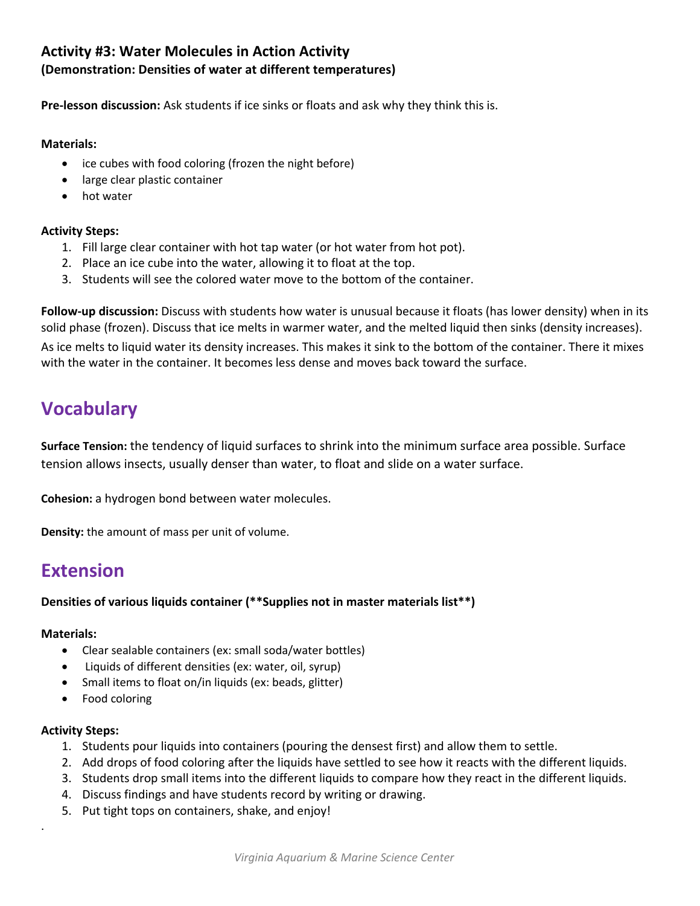### Activity #3: Water Molecules in Action Activity

**(Demonstration: Densities of water at different temperatures)**

**Pre-lesson discussion:** Ask students if ice sinks or floats and ask why they think this is.

**Materials:**

- ice cubes with food coloring (frozen the night before)
- large clear plastic container
- hot water

**Activity Steps:**

1. Fill large clear container with hot tap water (or hot water from hot pot).
2. Place an ice cube into the water, allowing it to float at the top.
3. Students will see the colored water move to the bottom of the container.

**Follow-up discussion:** Discuss with students how water is unusual because it floats (has lower density) when in its solid phase (frozen). Discuss that ice melts in warmer water, and the melted liquid then sinks (density increases). As ice melts to liquid water its density increases. This makes it sink to the bottom of the container. There it mixes with the water in the container. It becomes less dense and moves back toward the surface.

## Vocabulary

**Surface Tension:** the tendency of liquid surfaces to shrink into the minimum surface area possible. Surface tension allows insects, usually denser than water, to float and slide on a water surface.

**Cohesion:** a hydrogen bond between water molecules.

**Density:** the amount of mass per unit of volume.

## Extension

**Densities of various liquids container (**Supplies not in master materials list**)**

**Materials:**

- Clear sealable containers (ex: small soda/water bottles)
- Liquids of different densities (ex: water, oil, syrup)
- Small items to float on/in liquids (ex: beads, glitter)
- Food coloring

**Activity Steps:**

1. Students pour liquids into containers (pouring the densest first) and allow them to settle.
2. Add drops of food coloring after the liquids have settled to see how it reacts with the different liquids.
3. Students drop small items into the different liquids to compare how they react in the different liquids.
4. Discuss findings and have students record by writing or drawing.
5. Put tight tops on containers, shake, and enjoy!

.